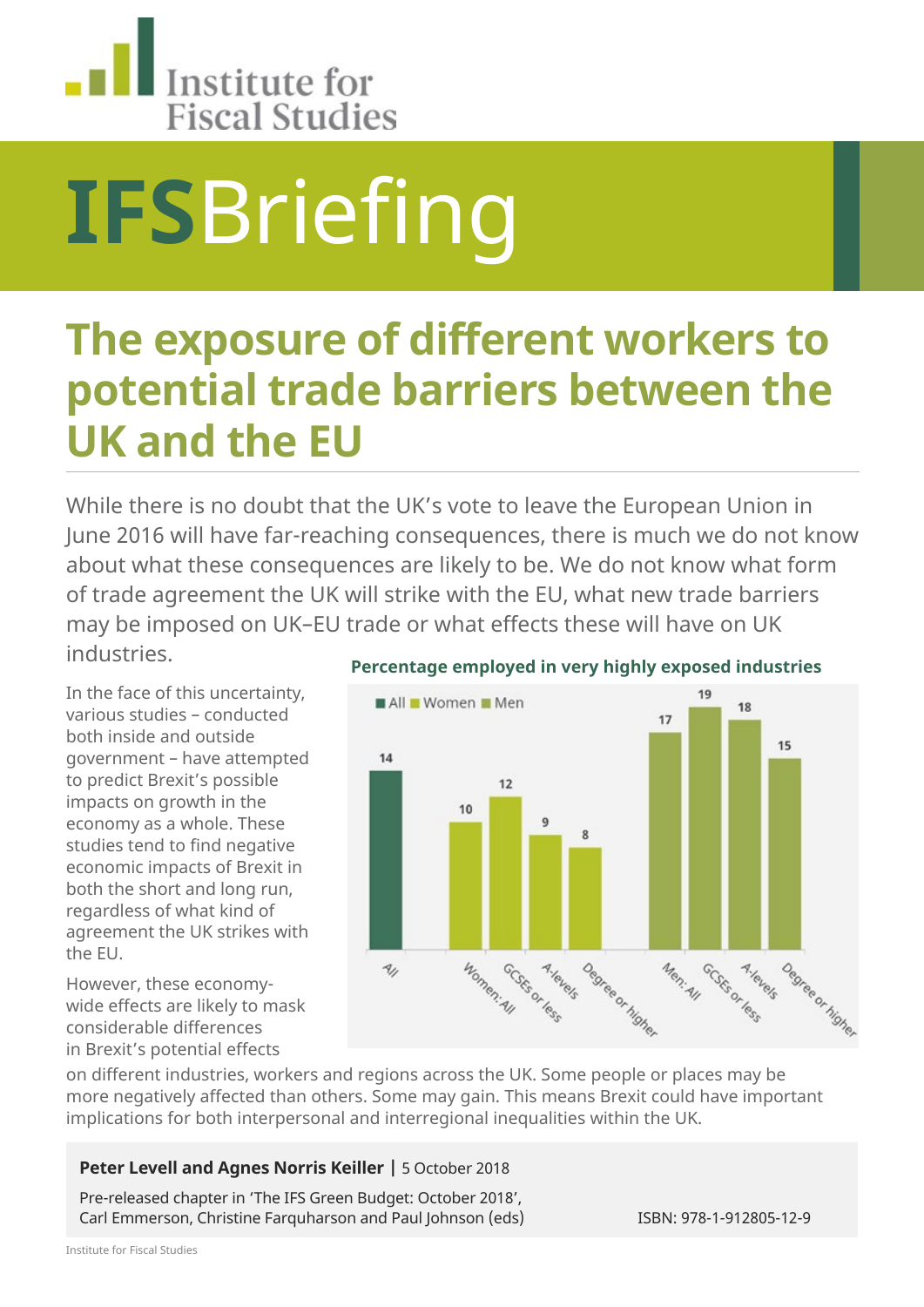Institute for Fiscal Studies

# IFSBriefing

## The exposure of different workers to potential trade barriers between the UK and the EU

While there is no doubt that the UK's vote to leave the European Union in June 2016 will have far-reaching consequences, there is much we do not know about what these consequences are likely to be. We do not know what form of trade agreement the UK will strike with the EU, what new trade barriers may be imposed on UK–EU trade or what effects these will have on UK industries.

**Percentage employed in very highly exposed industries**

| Group | Percentage |
|---|---|
| All | 14 |
| Women: All | 10 |
| Women: GCSEs or less | 12 |
| Women: A-levels | 9 |
| Women: Degree or higher | 8 |
| Men: All | 17 |
| Men: GCSEs or less | 19 |
| Men: A-levels | 18 |
| Men: Degree or higher | 15 |

In the face of this uncertainty, various studies – conducted both inside and outside government – have attempted to predict Brexit's possible impacts on growth in the economy as a whole. These studies tend to find negative economic impacts of Brexit in both the short and long run, regardless of what kind of agreement the UK strikes with the EU.

However, these economy-wide effects are likely to mask considerable differences in Brexit's potential effects on different industries, workers and regions across the UK. Some people or places may be more negatively affected than others. Some may gain. This means Brexit could have important implications for both interpersonal and interregional inequalities within the UK.

**Peter Levell and Agnes Norris Keiller** | 5 October 2018

Pre-released chapter in 'The IFS Green Budget: October 2018', Carl Emmerson, Christine Farquharson and Paul Johnson (eds)

ISBN: 978-1-912805-12-9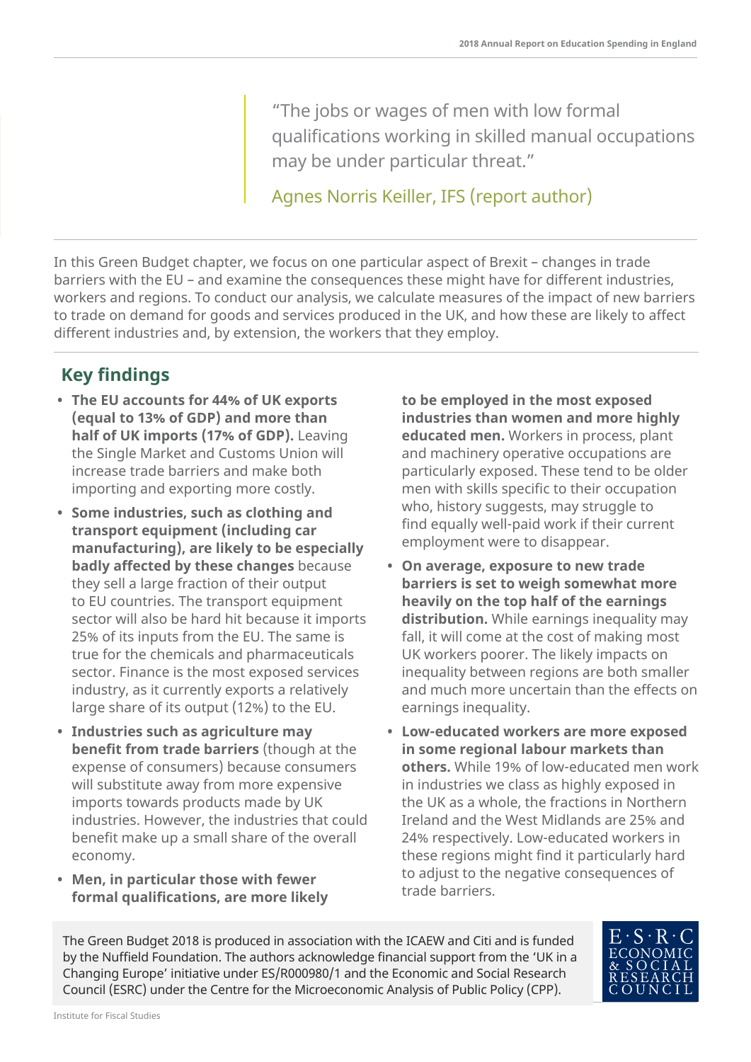> "The jobs or wages of men with low formal qualifications working in skilled manual occupations may be under particular threat."
>
> Agnes Norris Keiller, IFS (report author)

In this Green Budget chapter, we focus on one particular aspect of Brexit – changes in trade barriers with the EU – and examine the consequences these might have for different industries, workers and regions. To conduct our analysis, we calculate measures of the impact of new barriers to trade on demand for goods and services produced in the UK, and how these are likely to affect different industries and, by extension, the workers that they employ.

## Key findings

- **The EU accounts for 44% of UK exports (equal to 13% of GDP) and more than half of UK imports (17% of GDP).** Leaving the Single Market and Customs Union will increase trade barriers and make both importing and exporting more costly.
- **Some industries, such as clothing and transport equipment (including car manufacturing), are likely to be especially badly affected by these changes** because they sell a large fraction of their output to EU countries. The transport equipment sector will also be hard hit because it imports 25% of its inputs from the EU. The same is true for the chemicals and pharmaceuticals sector. Finance is the most exposed services industry, as it currently exports a relatively large share of its output (12%) to the EU.
- **Industries such as agriculture may benefit from trade barriers** (though at the expense of consumers) because consumers will substitute away from more expensive imports towards products made by UK industries. However, the industries that could benefit make up a small share of the overall economy.
- **Men, in particular those with fewer formal qualifications, are more likely to be employed in the most exposed industries than women and more highly educated men.** Workers in process, plant and machinery operative occupations are particularly exposed. These tend to be older men with skills specific to their occupation who, history suggests, may struggle to find equally well-paid work if their current employment were to disappear.
- **On average, exposure to new trade barriers is set to weigh somewhat more heavily on the top half of the earnings distribution.** While earnings inequality may fall, it will come at the cost of making most UK workers poorer. The likely impacts on inequality between regions are both smaller and much more uncertain than the effects on earnings inequality.
- **Low-educated workers are more exposed in some regional labour markets than others.** While 19% of low-educated men work in industries we class as highly exposed in the UK as a whole, the fractions in Northern Ireland and the West Midlands are 25% and 24% respectively. Low-educated workers in these regions might find it particularly hard to adjust to the negative consequences of trade barriers.

The Green Budget 2018 is produced in association with the ICAEW and Citi and is funded by the Nuffield Foundation. The authors acknowledge financial support from the 'UK in a Changing Europe' initiative under ES/R000980/1 and the Economic and Social Research Council (ESRC) under the Centre for the Microeconomic Analysis of Public Policy (CPP).

E·S·R·C ECONOMIC & SOCIAL RESEARCH COUNCIL